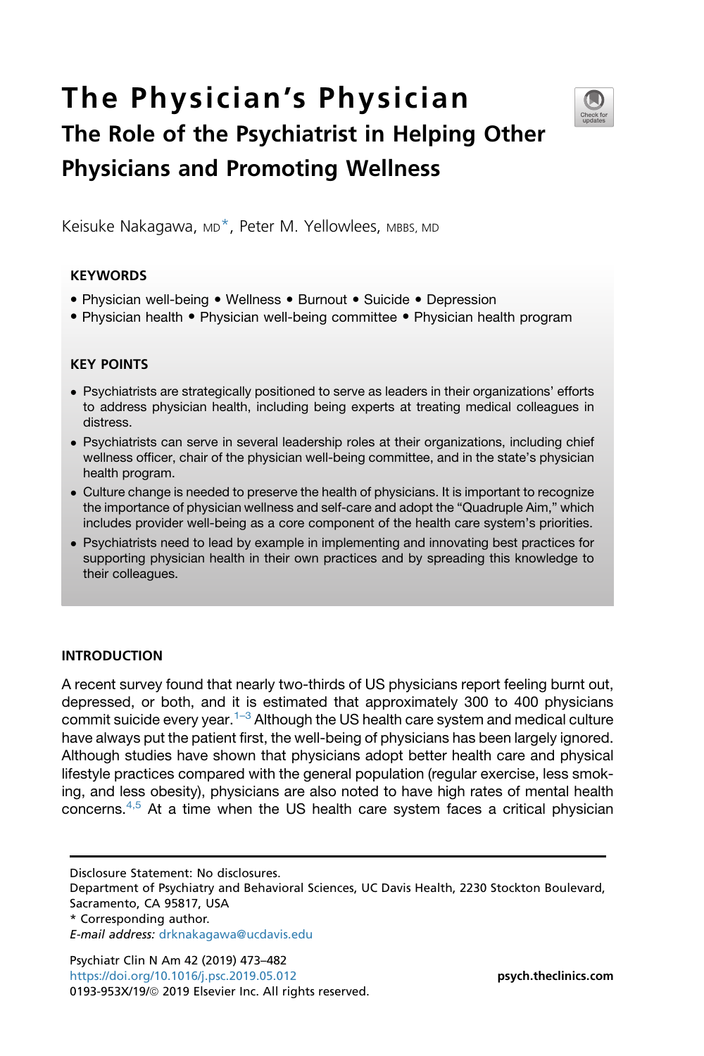# The Physician's Physician

## The Role of the Psychiatrist in Helping Other Physicians and Promoting Wellness

Keisuke Nakagawa, MD*, Peter M. Yellowlees, MBBS, MD

### KEYWORDS

- Physician well-being • Wellness • Burnout • Suicide • Depression
- Physician health • Physician well-being committee • Physician health program

### KEY POINTS

- Psychiatrists are strategically positioned to serve as leaders in their organizations' efforts to address physician health, including being experts at treating medical colleagues in distress.
- Psychiatrists can serve in several leadership roles at their organizations, including chief wellness officer, chair of the physician well-being committee, and in the state's physician health program.
- Culture change is needed to preserve the health of physicians. It is important to recognize the importance of physician wellness and self-care and adopt the "Quadruple Aim," which includes provider well-being as a core component of the health care system's priorities.
- Psychiatrists need to lead by example in implementing and innovating best practices for supporting physician health in their own practices and by spreading this knowledge to their colleagues.

## INTRODUCTION

A recent survey found that nearly two-thirds of US physicians report feeling burnt out, depressed, or both, and it is estimated that approximately 300 to 400 physicians commit suicide every year.[1–3] Although the US health care system and medical culture have always put the patient first, the well-being of physicians has been largely ignored. Although studies have shown that physicians adopt better health care and physical lifestyle practices compared with the general population (regular exercise, less smoking, and less obesity), physicians are also noted to have high rates of mental health concerns.[4,5] At a time when the US health care system faces a critical physician

Disclosure Statement: No disclosures.
Department of Psychiatry and Behavioral Sciences, UC Davis Health, 2230 Stockton Boulevard, Sacramento, CA 95817, USA
* Corresponding author.
*E-mail address:* drknakagawa@ucdavis.edu

Psychiatr Clin N Am 42 (2019) 473–482
https://doi.org/10.1016/j.psc.2019.05.012
0193-953X/19/© 2019 Elsevier Inc. All rights reserved.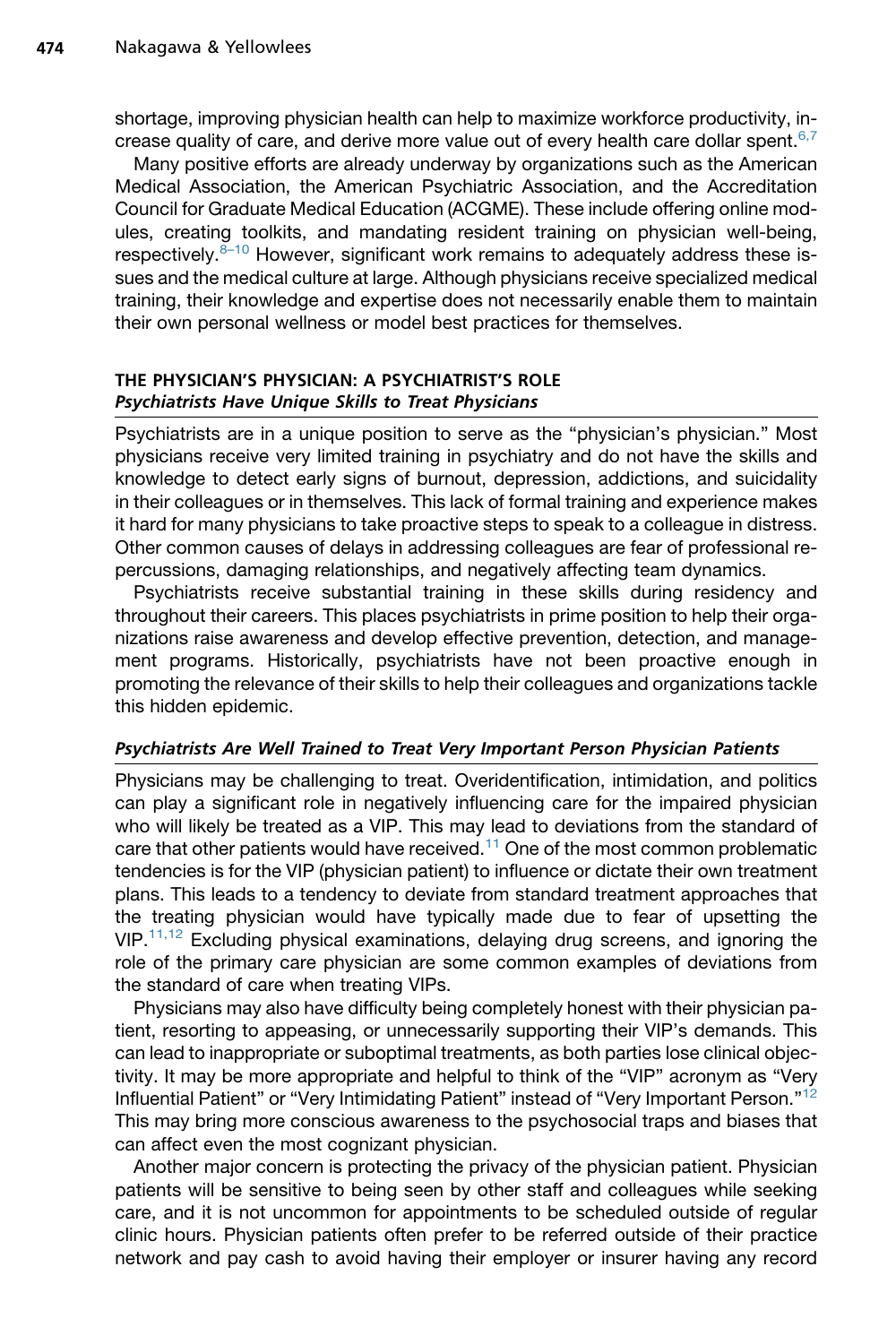shortage, improving physician health can help to maximize workforce productivity, increase quality of care, and derive more value out of every health care dollar spent.[6,7]

Many positive efforts are already underway by organizations such as the American Medical Association, the American Psychiatric Association, and the Accreditation Council for Graduate Medical Education (ACGME). These include offering online modules, creating toolkits, and mandating resident training on physician well-being, respectively.[8–10] However, significant work remains to adequately address these issues and the medical culture at large. Although physicians receive specialized medical training, their knowledge and expertise does not necessarily enable them to maintain their own personal wellness or model best practices for themselves.

## THE PHYSICIAN'S PHYSICIAN: A PSYCHIATRIST'S ROLE

### *Psychiatrists Have Unique Skills to Treat Physicians*

Psychiatrists are in a unique position to serve as the "physician's physician." Most physicians receive very limited training in psychiatry and do not have the skills and knowledge to detect early signs of burnout, depression, addictions, and suicidality in their colleagues or in themselves. This lack of formal training and experience makes it hard for many physicians to take proactive steps to speak to a colleague in distress. Other common causes of delays in addressing colleagues are fear of professional repercussions, damaging relationships, and negatively affecting team dynamics.

Psychiatrists receive substantial training in these skills during residency and throughout their careers. This places psychiatrists in prime position to help their organizations raise awareness and develop effective prevention, detection, and management programs. Historically, psychiatrists have not been proactive enough in promoting the relevance of their skills to help their colleagues and organizations tackle this hidden epidemic.

### *Psychiatrists Are Well Trained to Treat Very Important Person Physician Patients*

Physicians may be challenging to treat. Overidentification, intimidation, and politics can play a significant role in negatively influencing care for the impaired physician who will likely be treated as a VIP. This may lead to deviations from the standard of care that other patients would have received.[11] One of the most common problematic tendencies is for the VIP (physician patient) to influence or dictate their own treatment plans. This leads to a tendency to deviate from standard treatment approaches that the treating physician would have typically made due to fear of upsetting the VIP.[11,12] Excluding physical examinations, delaying drug screens, and ignoring the role of the primary care physician are some common examples of deviations from the standard of care when treating VIPs.

Physicians may also have difficulty being completely honest with their physician patient, resorting to appeasing, or unnecessarily supporting their VIP's demands. This can lead to inappropriate or suboptimal treatments, as both parties lose clinical objectivity. It may be more appropriate and helpful to think of the "VIP" acronym as "Very Influential Patient" or "Very Intimidating Patient" instead of "Very Important Person."[12] This may bring more conscious awareness to the psychosocial traps and biases that can affect even the most cognizant physician.

Another major concern is protecting the privacy of the physician patient. Physician patients will be sensitive to being seen by other staff and colleagues while seeking care, and it is not uncommon for appointments to be scheduled outside of regular clinic hours. Physician patients often prefer to be referred outside of their practice network and pay cash to avoid having their employer or insurer having any record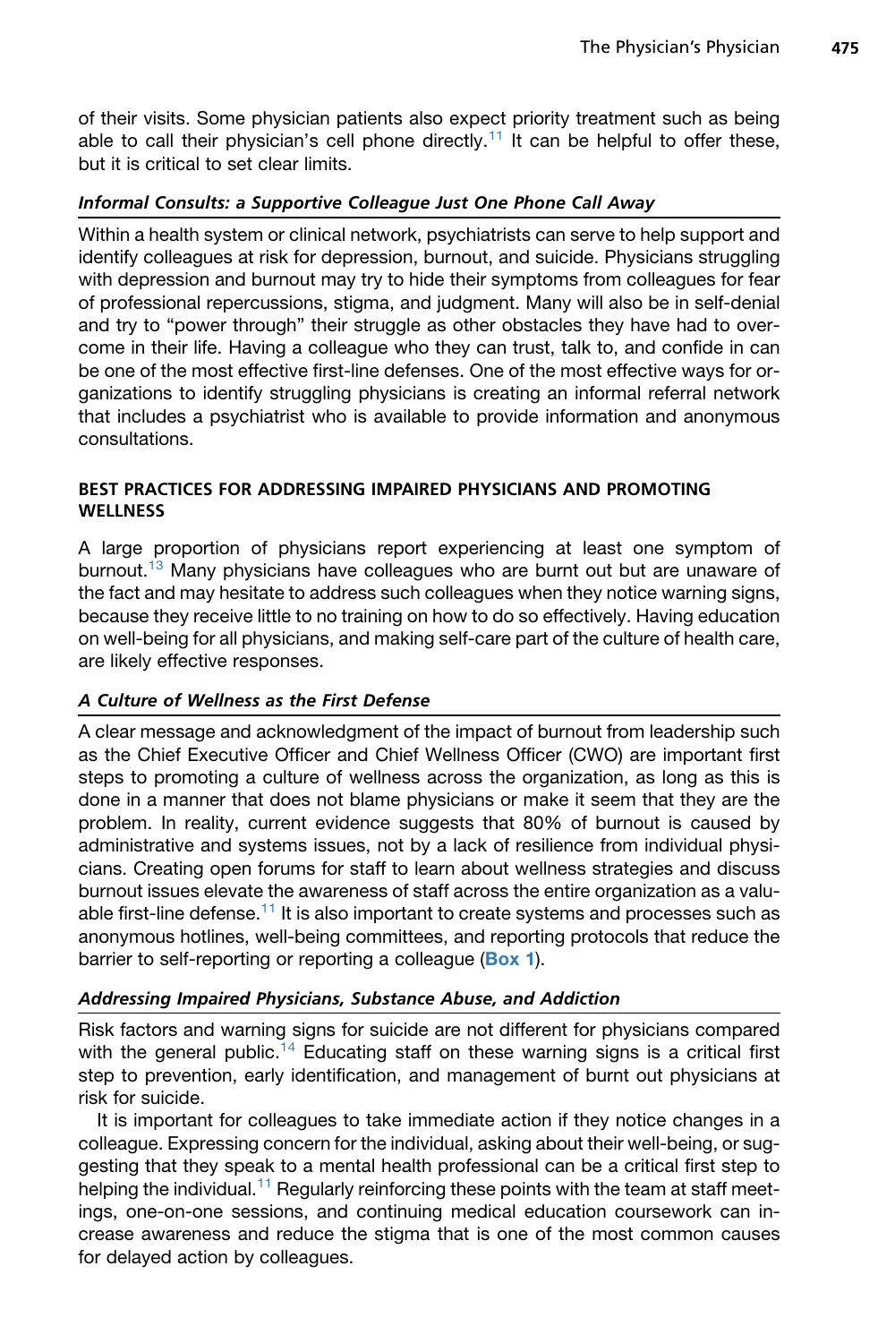of their visits. Some physician patients also expect priority treatment such as being able to call their physician's cell phone directly.[11] It can be helpful to offer these, but it is critical to set clear limits.

### *Informal Consults: a Supportive Colleague Just One Phone Call Away*

Within a health system or clinical network, psychiatrists can serve to help support and identify colleagues at risk for depression, burnout, and suicide. Physicians struggling with depression and burnout may try to hide their symptoms from colleagues for fear of professional repercussions, stigma, and judgment. Many will also be in self-denial and try to "power through" their struggle as other obstacles they have had to overcome in their life. Having a colleague who they can trust, talk to, and confide in can be one of the most effective first-line defenses. One of the most effective ways for organizations to identify struggling physicians is creating an informal referral network that includes a psychiatrist who is available to provide information and anonymous consultations.

## BEST PRACTICES FOR ADDRESSING IMPAIRED PHYSICIANS AND PROMOTING WELLNESS

A large proportion of physicians report experiencing at least one symptom of burnout.[13] Many physicians have colleagues who are burnt out but are unaware of the fact and may hesitate to address such colleagues when they notice warning signs, because they receive little to no training on how to do so effectively. Having education on well-being for all physicians, and making self-care part of the culture of health care, are likely effective responses.

### *A Culture of Wellness as the First Defense*

A clear message and acknowledgment of the impact of burnout from leadership such as the Chief Executive Officer and Chief Wellness Officer (CWO) are important first steps to promoting a culture of wellness across the organization, as long as this is done in a manner that does not blame physicians or make it seem that they are the problem. In reality, current evidence suggests that 80% of burnout is caused by administrative and systems issues, not by a lack of resilience from individual physicians. Creating open forums for staff to learn about wellness strategies and discuss burnout issues elevate the awareness of staff across the entire organization as a valuable first-line defense.[11] It is also important to create systems and processes such as anonymous hotlines, well-being committees, and reporting protocols that reduce the barrier to self-reporting or reporting a colleague (**Box 1**).

### *Addressing Impaired Physicians, Substance Abuse, and Addiction*

Risk factors and warning signs for suicide are not different for physicians compared with the general public.[14] Educating staff on these warning signs is a critical first step to prevention, early identification, and management of burnt out physicians at risk for suicide.

It is important for colleagues to take immediate action if they notice changes in a colleague. Expressing concern for the individual, asking about their well-being, or suggesting that they speak to a mental health professional can be a critical first step to helping the individual.[11] Regularly reinforcing these points with the team at staff meetings, one-on-one sessions, and continuing medical education coursework can increase awareness and reduce the stigma that is one of the most common causes for delayed action by colleagues.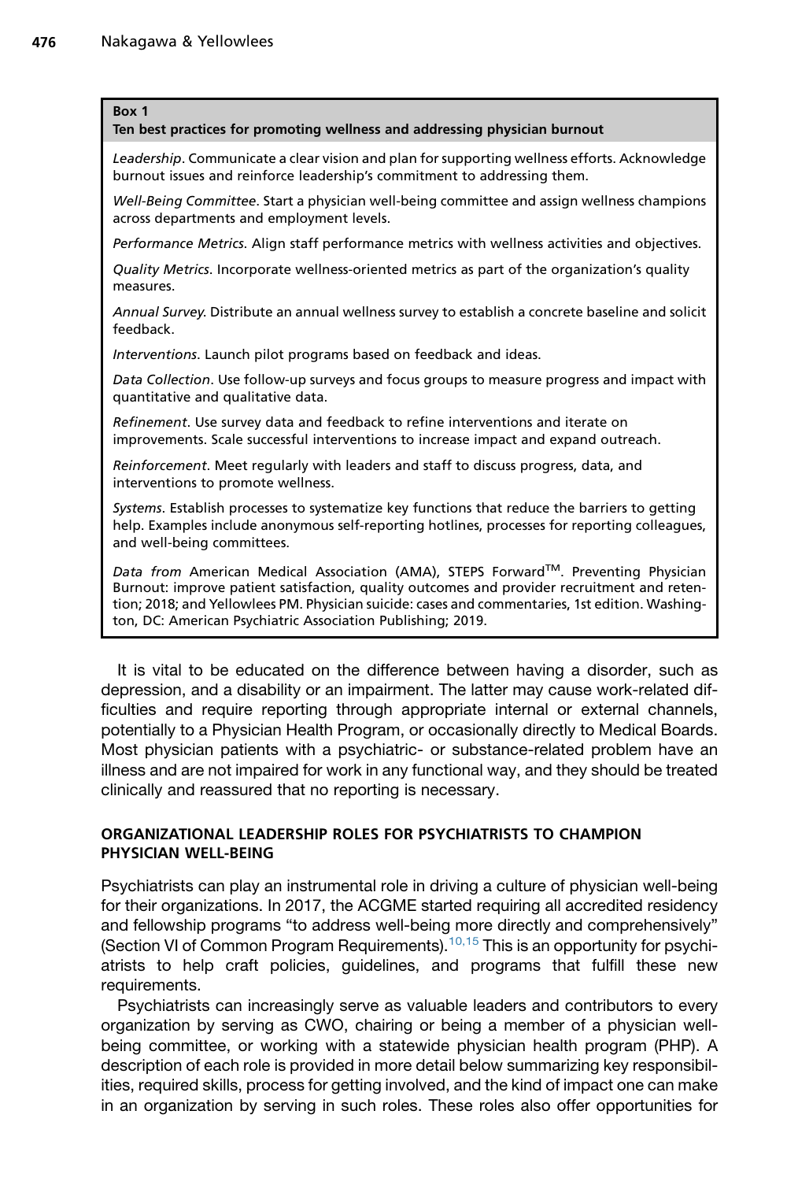**Box 1**
**Ten best practices for promoting wellness and addressing physician burnout**

*Leadership*. Communicate a clear vision and plan for supporting wellness efforts. Acknowledge burnout issues and reinforce leadership's commitment to addressing them.

*Well-Being Committee*. Start a physician well-being committee and assign wellness champions across departments and employment levels.

*Performance Metrics*. Align staff performance metrics with wellness activities and objectives.

*Quality Metrics*. Incorporate wellness-oriented metrics as part of the organization's quality measures.

*Annual Survey*. Distribute an annual wellness survey to establish a concrete baseline and solicit feedback.

*Interventions*. Launch pilot programs based on feedback and ideas.

*Data Collection*. Use follow-up surveys and focus groups to measure progress and impact with quantitative and qualitative data.

*Refinement*. Use survey data and feedback to refine interventions and iterate on improvements. Scale successful interventions to increase impact and expand outreach.

*Reinforcement*. Meet regularly with leaders and staff to discuss progress, data, and interventions to promote wellness.

*Systems*. Establish processes to systematize key functions that reduce the barriers to getting help. Examples include anonymous self-reporting hotlines, processes for reporting colleagues, and well-being committees.

*Data from* American Medical Association (AMA), STEPS Forward™. Preventing Physician Burnout: improve patient satisfaction, quality outcomes and provider recruitment and retention; 2018; and Yellowlees PM. Physician suicide: cases and commentaries, 1st edition. Washington, DC: American Psychiatric Association Publishing; 2019.

It is vital to be educated on the difference between having a disorder, such as depression, and a disability or an impairment. The latter may cause work-related difficulties and require reporting through appropriate internal or external channels, potentially to a Physician Health Program, or occasionally directly to Medical Boards. Most physician patients with a psychiatric- or substance-related problem have an illness and are not impaired for work in any functional way, and they should be treated clinically and reassured that no reporting is necessary.

## ORGANIZATIONAL LEADERSHIP ROLES FOR PSYCHIATRISTS TO CHAMPION PHYSICIAN WELL-BEING

Psychiatrists can play an instrumental role in driving a culture of physician well-being for their organizations. In 2017, the ACGME started requiring all accredited residency and fellowship programs "to address well-being more directly and comprehensively" (Section VI of Common Program Requirements).[10,15] This is an opportunity for psychiatrists to help craft policies, guidelines, and programs that fulfill these new requirements.

Psychiatrists can increasingly serve as valuable leaders and contributors to every organization by serving as CWO, chairing or being a member of a physician well-being committee, or working with a statewide physician health program (PHP). A description of each role is provided in more detail below summarizing key responsibilities, required skills, process for getting involved, and the kind of impact one can make in an organization by serving in such roles. These roles also offer opportunities for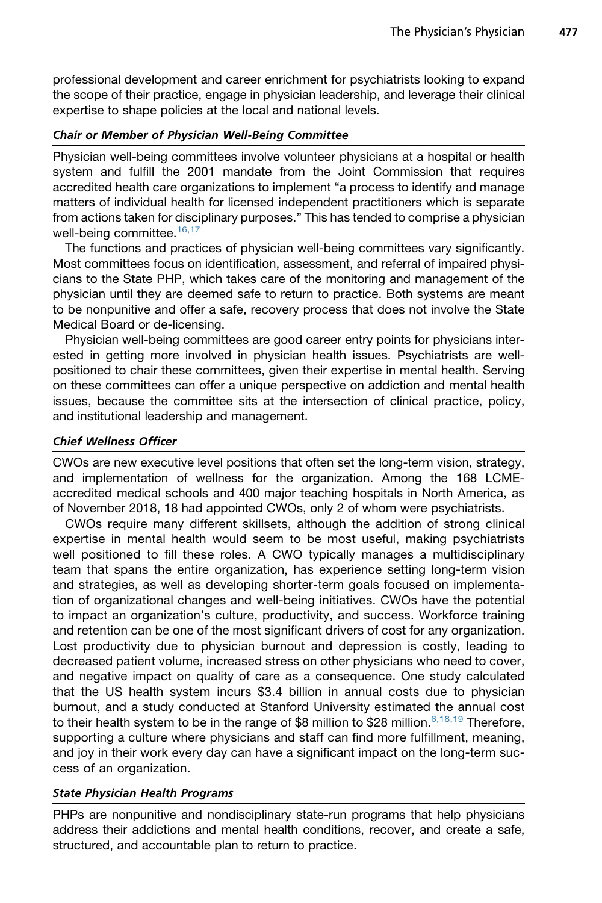professional development and career enrichment for psychiatrists looking to expand the scope of their practice, engage in physician leadership, and leverage their clinical expertise to shape policies at the local and national levels.

#### *Chair or Member of Physician Well-Being Committee*

Physician well-being committees involve volunteer physicians at a hospital or health system and fulfill the 2001 mandate from the Joint Commission that requires accredited health care organizations to implement "a process to identify and manage matters of individual health for licensed independent practitioners which is separate from actions taken for disciplinary purposes." This has tended to comprise a physician well-being committee.[16,17]

The functions and practices of physician well-being committees vary significantly. Most committees focus on identification, assessment, and referral of impaired physicians to the State PHP, which takes care of the monitoring and management of the physician until they are deemed safe to return to practice. Both systems are meant to be nonpunitive and offer a safe, recovery process that does not involve the State Medical Board or de-licensing.

Physician well-being committees are good career entry points for physicians interested in getting more involved in physician health issues. Psychiatrists are well-positioned to chair these committees, given their expertise in mental health. Serving on these committees can offer a unique perspective on addiction and mental health issues, because the committee sits at the intersection of clinical practice, policy, and institutional leadership and management.

#### *Chief Wellness Officer*

CWOs are new executive level positions that often set the long-term vision, strategy, and implementation of wellness for the organization. Among the 168 LCME-accredited medical schools and 400 major teaching hospitals in North America, as of November 2018, 18 had appointed CWOs, only 2 of whom were psychiatrists.

CWOs require many different skillsets, although the addition of strong clinical expertise in mental health would seem to be most useful, making psychiatrists well positioned to fill these roles. A CWO typically manages a multidisciplinary team that spans the entire organization, has experience setting long-term vision and strategies, as well as developing shorter-term goals focused on implementation of organizational changes and well-being initiatives. CWOs have the potential to impact an organization's culture, productivity, and success. Workforce training and retention can be one of the most significant drivers of cost for any organization. Lost productivity due to physician burnout and depression is costly, leading to decreased patient volume, increased stress on other physicians who need to cover, and negative impact on quality of care as a consequence. One study calculated that the US health system incurs $3.4 billion in annual costs due to physician burnout, and a study conducted at Stanford University estimated the annual cost to their health system to be in the range of $8 million to $28 million.[6,18,19] Therefore, supporting a culture where physicians and staff can find more fulfillment, meaning, and joy in their work every day can have a significant impact on the long-term success of an organization.

#### *State Physician Health Programs*

PHPs are nonpunitive and nondisciplinary state-run programs that help physicians address their addictions and mental health conditions, recover, and create a safe, structured, and accountable plan to return to practice.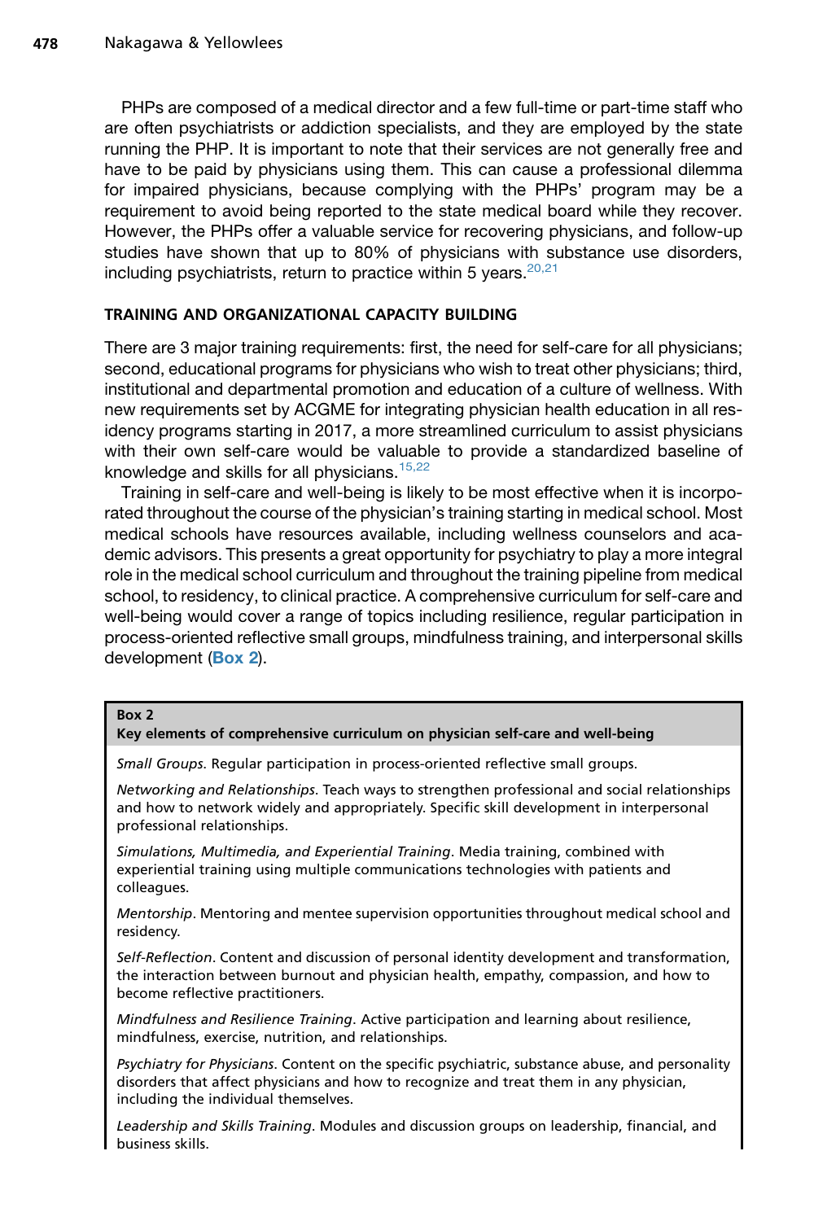PHPs are composed of a medical director and a few full-time or part-time staff who are often psychiatrists or addiction specialists, and they are employed by the state running the PHP. It is important to note that their services are not generally free and have to be paid by physicians using them. This can cause a professional dilemma for impaired physicians, because complying with the PHPs' program may be a requirement to avoid being reported to the state medical board while they recover. However, the PHPs offer a valuable service for recovering physicians, and follow-up studies have shown that up to 80% of physicians with substance use disorders, including psychiatrists, return to practice within 5 years.[20,21]

## TRAINING AND ORGANIZATIONAL CAPACITY BUILDING

There are 3 major training requirements: first, the need for self-care for all physicians; second, educational programs for physicians who wish to treat other physicians; third, institutional and departmental promotion and education of a culture of wellness. With new requirements set by ACGME for integrating physician health education in all residency programs starting in 2017, a more streamlined curriculum to assist physicians with their own self-care would be valuable to provide a standardized baseline of knowledge and skills for all physicians.[15,22]

Training in self-care and well-being is likely to be most effective when it is incorporated throughout the course of the physician's training starting in medical school. Most medical schools have resources available, including wellness counselors and academic advisors. This presents a great opportunity for psychiatry to play a more integral role in the medical school curriculum and throughout the training pipeline from medical school, to residency, to clinical practice. A comprehensive curriculum for self-care and well-being would cover a range of topics including resilience, regular participation in process-oriented reflective small groups, mindfulness training, and interpersonal skills development (**Box 2**).

> **Box 2**
> **Key elements of comprehensive curriculum on physician self-care and well-being**
>
> *Small Groups*. Regular participation in process-oriented reflective small groups.
>
> *Networking and Relationships*. Teach ways to strengthen professional and social relationships and how to network widely and appropriately. Specific skill development in interpersonal professional relationships.
>
> *Simulations, Multimedia, and Experiential Training*. Media training, combined with experiential training using multiple communications technologies with patients and colleagues.
>
> *Mentorship*. Mentoring and mentee supervision opportunities throughout medical school and residency.
>
> *Self-Reflection*. Content and discussion of personal identity development and transformation, the interaction between burnout and physician health, empathy, compassion, and how to become reflective practitioners.
>
> *Mindfulness and Resilience Training*. Active participation and learning about resilience, mindfulness, exercise, nutrition, and relationships.
>
> *Psychiatry for Physicians*. Content on the specific psychiatric, substance abuse, and personality disorders that affect physicians and how to recognize and treat them in any physician, including the individual themselves.
>
> *Leadership and Skills Training*. Modules and discussion groups on leadership, financial, and business skills.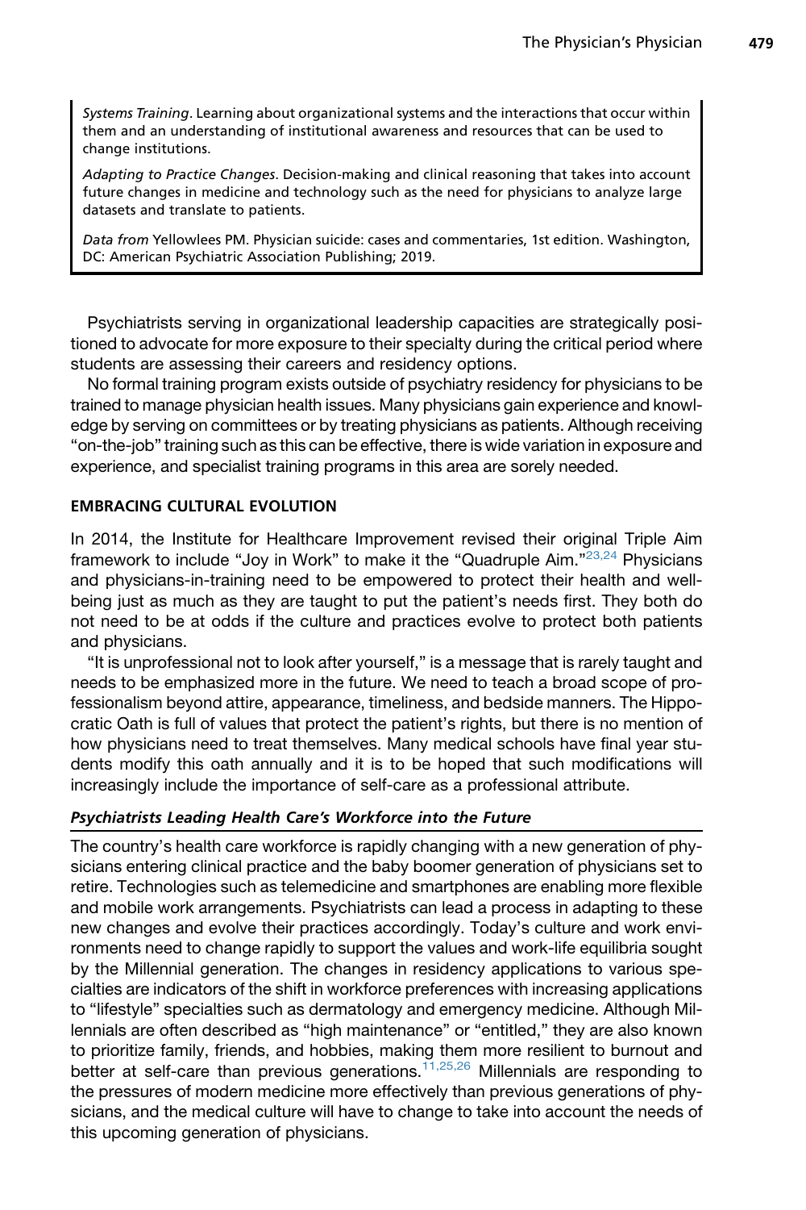*Systems Training*. Learning about organizational systems and the interactions that occur within them and an understanding of institutional awareness and resources that can be used to change institutions.

*Adapting to Practice Changes*. Decision-making and clinical reasoning that takes into account future changes in medicine and technology such as the need for physicians to analyze large datasets and translate to patients.

*Data from* Yellowlees PM. Physician suicide: cases and commentaries, 1st edition. Washington, DC: American Psychiatric Association Publishing; 2019.

Psychiatrists serving in organizational leadership capacities are strategically positioned to advocate for more exposure to their specialty during the critical period where students are assessing their careers and residency options.

No formal training program exists outside of psychiatry residency for physicians to be trained to manage physician health issues. Many physicians gain experience and knowledge by serving on committees or by treating physicians as patients. Although receiving "on-the-job" training such as this can be effective, there is wide variation in exposure and experience, and specialist training programs in this area are sorely needed.

## EMBRACING CULTURAL EVOLUTION

In 2014, the Institute for Healthcare Improvement revised their original Triple Aim framework to include "Joy in Work" to make it the "Quadruple Aim."[23,24] Physicians and physicians-in-training need to be empowered to protect their health and well-being just as much as they are taught to put the patient's needs first. They both do not need to be at odds if the culture and practices evolve to protect both patients and physicians.

"It is unprofessional not to look after yourself," is a message that is rarely taught and needs to be emphasized more in the future. We need to teach a broad scope of professionalism beyond attire, appearance, timeliness, and bedside manners. The Hippocratic Oath is full of values that protect the patient's rights, but there is no mention of how physicians need to treat themselves. Many medical schools have final year students modify this oath annually and it is to be hoped that such modifications will increasingly include the importance of self-care as a professional attribute.

### *Psychiatrists Leading Health Care's Workforce into the Future*

The country's health care workforce is rapidly changing with a new generation of physicians entering clinical practice and the baby boomer generation of physicians set to retire. Technologies such as telemedicine and smartphones are enabling more flexible and mobile work arrangements. Psychiatrists can lead a process in adapting to these new changes and evolve their practices accordingly. Today's culture and work environments need to change rapidly to support the values and work-life equilibria sought by the Millennial generation. The changes in residency applications to various specialties are indicators of the shift in workforce preferences with increasing applications to "lifestyle" specialties such as dermatology and emergency medicine. Although Millennials are often described as "high maintenance" or "entitled," they are also known to prioritize family, friends, and hobbies, making them more resilient to burnout and better at self-care than previous generations.[11,25,26] Millennials are responding to the pressures of modern medicine more effectively than previous generations of physicians, and the medical culture will have to change to take into account the needs of this upcoming generation of physicians.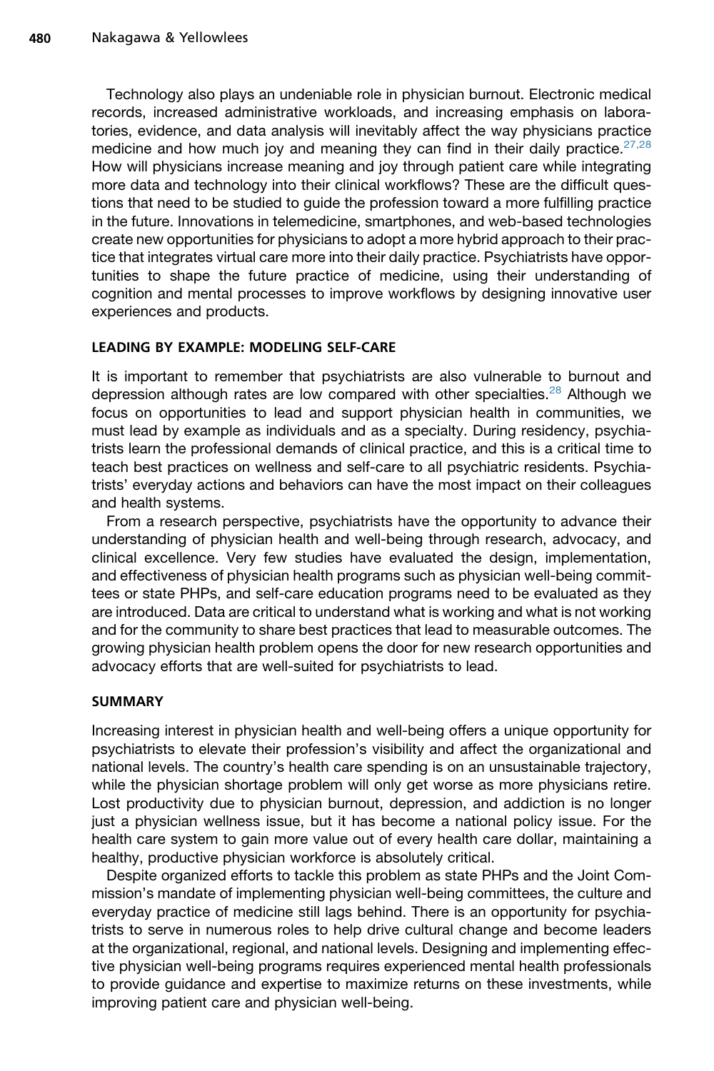Technology also plays an undeniable role in physician burnout. Electronic medical records, increased administrative workloads, and increasing emphasis on laboratories, evidence, and data analysis will inevitably affect the way physicians practice medicine and how much joy and meaning they can find in their daily practice.[27,28] How will physicians increase meaning and joy through patient care while integrating more data and technology into their clinical workflows? These are the difficult questions that need to be studied to guide the profession toward a more fulfilling practice in the future. Innovations in telemedicine, smartphones, and web-based technologies create new opportunities for physicians to adopt a more hybrid approach to their practice that integrates virtual care more into their daily practice. Psychiatrists have opportunities to shape the future practice of medicine, using their understanding of cognition and mental processes to improve workflows by designing innovative user experiences and products.

## LEADING BY EXAMPLE: MODELING SELF-CARE

It is important to remember that psychiatrists are also vulnerable to burnout and depression although rates are low compared with other specialties.[28] Although we focus on opportunities to lead and support physician health in communities, we must lead by example as individuals and as a specialty. During residency, psychiatrists learn the professional demands of clinical practice, and this is a critical time to teach best practices on wellness and self-care to all psychiatric residents. Psychiatrists' everyday actions and behaviors can have the most impact on their colleagues and health systems.

From a research perspective, psychiatrists have the opportunity to advance their understanding of physician health and well-being through research, advocacy, and clinical excellence. Very few studies have evaluated the design, implementation, and effectiveness of physician health programs such as physician well-being committees or state PHPs, and self-care education programs need to be evaluated as they are introduced. Data are critical to understand what is working and what is not working and for the community to share best practices that lead to measurable outcomes. The growing physician health problem opens the door for new research opportunities and advocacy efforts that are well-suited for psychiatrists to lead.

## SUMMARY

Increasing interest in physician health and well-being offers a unique opportunity for psychiatrists to elevate their profession's visibility and affect the organizational and national levels. The country's health care spending is on an unsustainable trajectory, while the physician shortage problem will only get worse as more physicians retire. Lost productivity due to physician burnout, depression, and addiction is no longer just a physician wellness issue, but it has become a national policy issue. For the health care system to gain more value out of every health care dollar, maintaining a healthy, productive physician workforce is absolutely critical.

Despite organized efforts to tackle this problem as state PHPs and the Joint Commission's mandate of implementing physician well-being committees, the culture and everyday practice of medicine still lags behind. There is an opportunity for psychiatrists to serve in numerous roles to help drive cultural change and become leaders at the organizational, regional, and national levels. Designing and implementing effective physician well-being programs requires experienced mental health professionals to provide guidance and expertise to maximize returns on these investments, while improving patient care and physician well-being.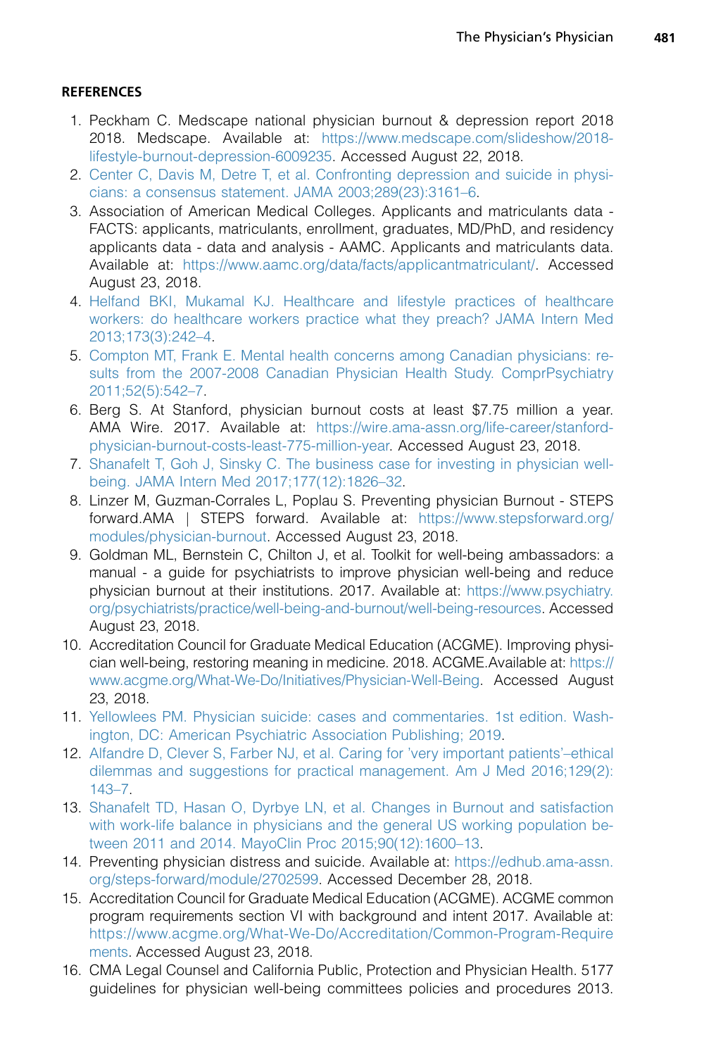## REFERENCES

1. Peckham C. Medscape national physician burnout & depression report 2018 2018. Medscape. Available at: https://www.medscape.com/slideshow/2018-lifestyle-burnout-depression-6009235. Accessed August 22, 2018.
2. Center C, Davis M, Detre T, et al. Confronting depression and suicide in physicians: a consensus statement. JAMA 2003;289(23):3161–6.
3. Association of American Medical Colleges. Applicants and matriculants data - FACTS: applicants, matriculants, enrollment, graduates, MD/PhD, and residency applicants data - data and analysis - AAMC. Applicants and matriculants data. Available at: https://www.aamc.org/data/facts/applicantmatriculant/. Accessed August 23, 2018.
4. Helfand BKI, Mukamal KJ. Healthcare and lifestyle practices of healthcare workers: do healthcare workers practice what they preach? JAMA Intern Med 2013;173(3):242–4.
5. Compton MT, Frank E. Mental health concerns among Canadian physicians: results from the 2007-2008 Canadian Physician Health Study. ComprPsychiatry 2011;52(5):542–7.
6. Berg S. At Stanford, physician burnout costs at least $7.75 million a year. AMA Wire. 2017. Available at: https://wire.ama-assn.org/life-career/stanford-physician-burnout-costs-least-775-million-year. Accessed August 23, 2018.
7. Shanafelt T, Goh J, Sinsky C. The business case for investing in physician well-being. JAMA Intern Med 2017;177(12):1826–32.
8. Linzer M, Guzman-Corrales L, Poplau S. Preventing physician Burnout - STEPS forward.AMA | STEPS forward. Available at: https://www.stepsforward.org/modules/physician-burnout. Accessed August 23, 2018.
9. Goldman ML, Bernstein C, Chilton J, et al. Toolkit for well-being ambassadors: a manual - a guide for psychiatrists to improve physician well-being and reduce physician burnout at their institutions. 2017. Available at: https://www.psychiatry.org/psychiatrists/practice/well-being-and-burnout/well-being-resources. Accessed August 23, 2018.
10. Accreditation Council for Graduate Medical Education (ACGME). Improving physician well-being, restoring meaning in medicine. 2018. ACGME.Available at: https://www.acgme.org/What-We-Do/Initiatives/Physician-Well-Being. Accessed August 23, 2018.
11. Yellowlees PM. Physician suicide: cases and commentaries. 1st edition. Washington, DC: American Psychiatric Association Publishing; 2019.
12. Alfandre D, Clever S, Farber NJ, et al. Caring for 'very important patients'–ethical dilemmas and suggestions for practical management. Am J Med 2016;129(2):143–7.
13. Shanafelt TD, Hasan O, Dyrbye LN, et al. Changes in Burnout and satisfaction with work-life balance in physicians and the general US working population between 2011 and 2014. MayoClin Proc 2015;90(12):1600–13.
14. Preventing physician distress and suicide. Available at: https://edhub.ama-assn.org/steps-forward/module/2702599. Accessed December 28, 2018.
15. Accreditation Council for Graduate Medical Education (ACGME). ACGME common program requirements section VI with background and intent 2017. Available at: https://www.acgme.org/What-We-Do/Accreditation/Common-Program-Requirements. Accessed August 23, 2018.
16. CMA Legal Counsel and California Public, Protection and Physician Health. 5177 guidelines for physician well-being committees policies and procedures 2013.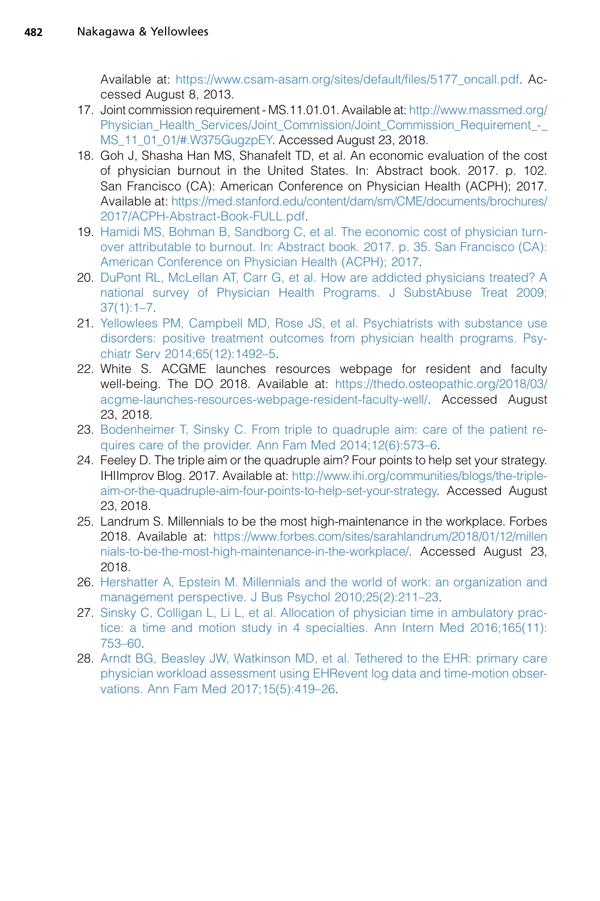Available at: https://www.csam-asam.org/sites/default/files/5177_oncall.pdf. Accessed August 8, 2013.

17. Joint commission requirement - MS.11.01.01. Available at: http://www.massmed.org/Physician_Health_Services/Joint_Commission/Joint_Commission_Requirement_-_MS_11_01_01/#.W375GugzpEY. Accessed August 23, 2018.
18. Goh J, Shasha Han MS, Shanafelt TD, et al. An economic evaluation of the cost of physician burnout in the United States. In: Abstract book. 2017. p. 102. San Francisco (CA): American Conference on Physician Health (ACPH); 2017. Available at: https://med.stanford.edu/content/dam/sm/CME/documents/brochures/2017/ACPH-Abstract-Book-FULL.pdf.
19. Hamidi MS, Bohman B, Sandborg C, et al. The economic cost of physician turnover attributable to burnout. In: Abstract book. 2017. p. 35. San Francisco (CA): American Conference on Physician Health (ACPH); 2017.
20. DuPont RL, McLellan AT, Carr G, et al. How are addicted physicians treated? A national survey of Physician Health Programs. J SubstAbuse Treat 2009;37(1):1–7.
21. Yellowlees PM, Campbell MD, Rose JS, et al. Psychiatrists with substance use disorders: positive treatment outcomes from physician health programs. Psychiatr Serv 2014;65(12):1492–5.
22. White S. ACGME launches resources webpage for resident and faculty well-being. The DO 2018. Available at: https://thedo.osteopathic.org/2018/03/acgme-launches-resources-webpage-resident-faculty-well/. Accessed August 23, 2018.
23. Bodenheimer T, Sinsky C. From triple to quadruple aim: care of the patient requires care of the provider. Ann Fam Med 2014;12(6):573–6.
24. Feeley D. The triple aim or the quadruple aim? Four points to help set your strategy. IHIImprov Blog. 2017. Available at: http://www.ihi.org/communities/blogs/the-triple-aim-or-the-quadruple-aim-four-points-to-help-set-your-strategy. Accessed August 23, 2018.
25. Landrum S. Millennials to be the most high-maintenance in the workplace. Forbes 2018. Available at: https://www.forbes.com/sites/sarahlandrum/2018/01/12/millennials-to-be-the-most-high-maintenance-in-the-workplace/. Accessed August 23, 2018.
26. Hershatter A, Epstein M. Millennials and the world of work: an organization and management perspective. J Bus Psychol 2010;25(2):211–23.
27. Sinsky C, Colligan L, Li L, et al. Allocation of physician time in ambulatory practice: a time and motion study in 4 specialties. Ann Intern Med 2016;165(11):753–60.
28. Arndt BG, Beasley JW, Watkinson MD, et al. Tethered to the EHR: primary care physician workload assessment using EHRevent log data and time-motion observations. Ann Fam Med 2017;15(5):419–26.